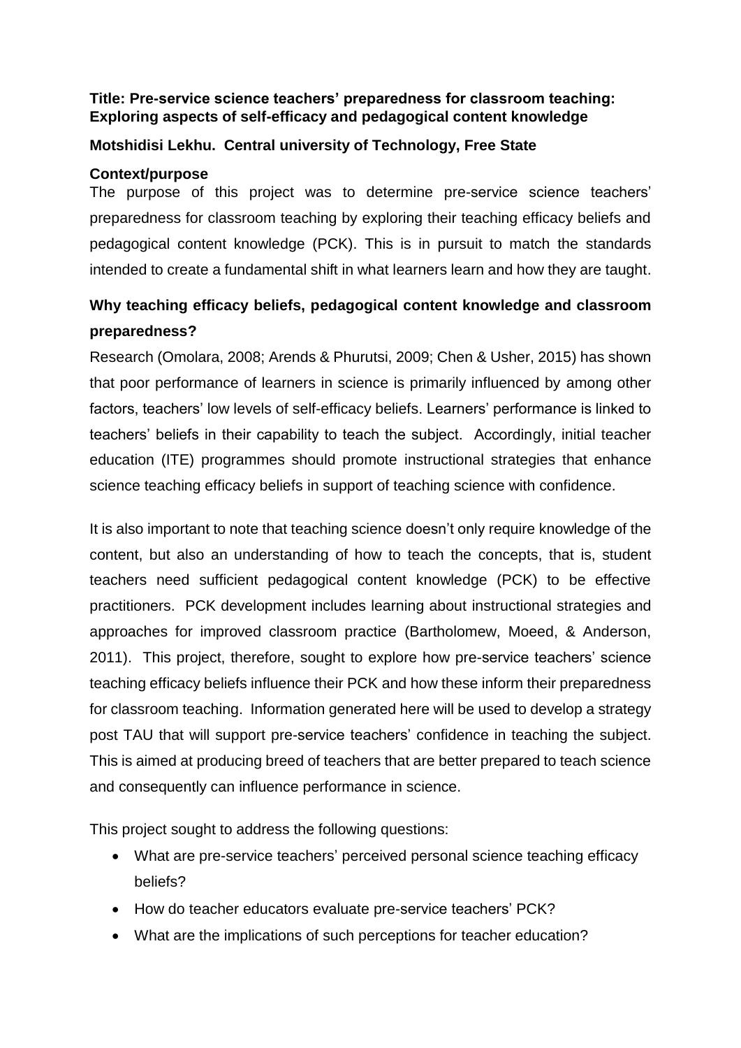**Title: Pre-service science teachers' preparedness for classroom teaching: Exploring aspects of self-efficacy and pedagogical content knowledge**

**Motshidisi Lekhu. Central university of Technology, Free State**

## Context/purpose

The purpose of this project was to determine pre-service science teachers' preparedness for classroom teaching by exploring their teaching efficacy beliefs and pedagogical content knowledge (PCK). This is in pursuit to match the standards intended to create a fundamental shift in what learners learn and how they are taught.

## Why teaching efficacy beliefs, pedagogical content knowledge and classroom preparedness?

Research (Omolara, 2008; Arends & Phurutsi, 2009; Chen & Usher, 2015) has shown that poor performance of learners in science is primarily influenced by among other factors, teachers' low levels of self-efficacy beliefs. Learners' performance is linked to teachers' beliefs in their capability to teach the subject. Accordingly, initial teacher education (ITE) programmes should promote instructional strategies that enhance science teaching efficacy beliefs in support of teaching science with confidence.

It is also important to note that teaching science doesn't only require knowledge of the content, but also an understanding of how to teach the concepts, that is, student teachers need sufficient pedagogical content knowledge (PCK) to be effective practitioners. PCK development includes learning about instructional strategies and approaches for improved classroom practice (Bartholomew, Moeed, & Anderson, 2011). This project, therefore, sought to explore how pre-service teachers' science teaching efficacy beliefs influence their PCK and how these inform their preparedness for classroom teaching. Information generated here will be used to develop a strategy post TAU that will support pre-service teachers' confidence in teaching the subject. This is aimed at producing breed of teachers that are better prepared to teach science and consequently can influence performance in science.

This project sought to address the following questions:

- What are pre-service teachers' perceived personal science teaching efficacy beliefs?
- How do teacher educators evaluate pre-service teachers' PCK?
- What are the implications of such perceptions for teacher education?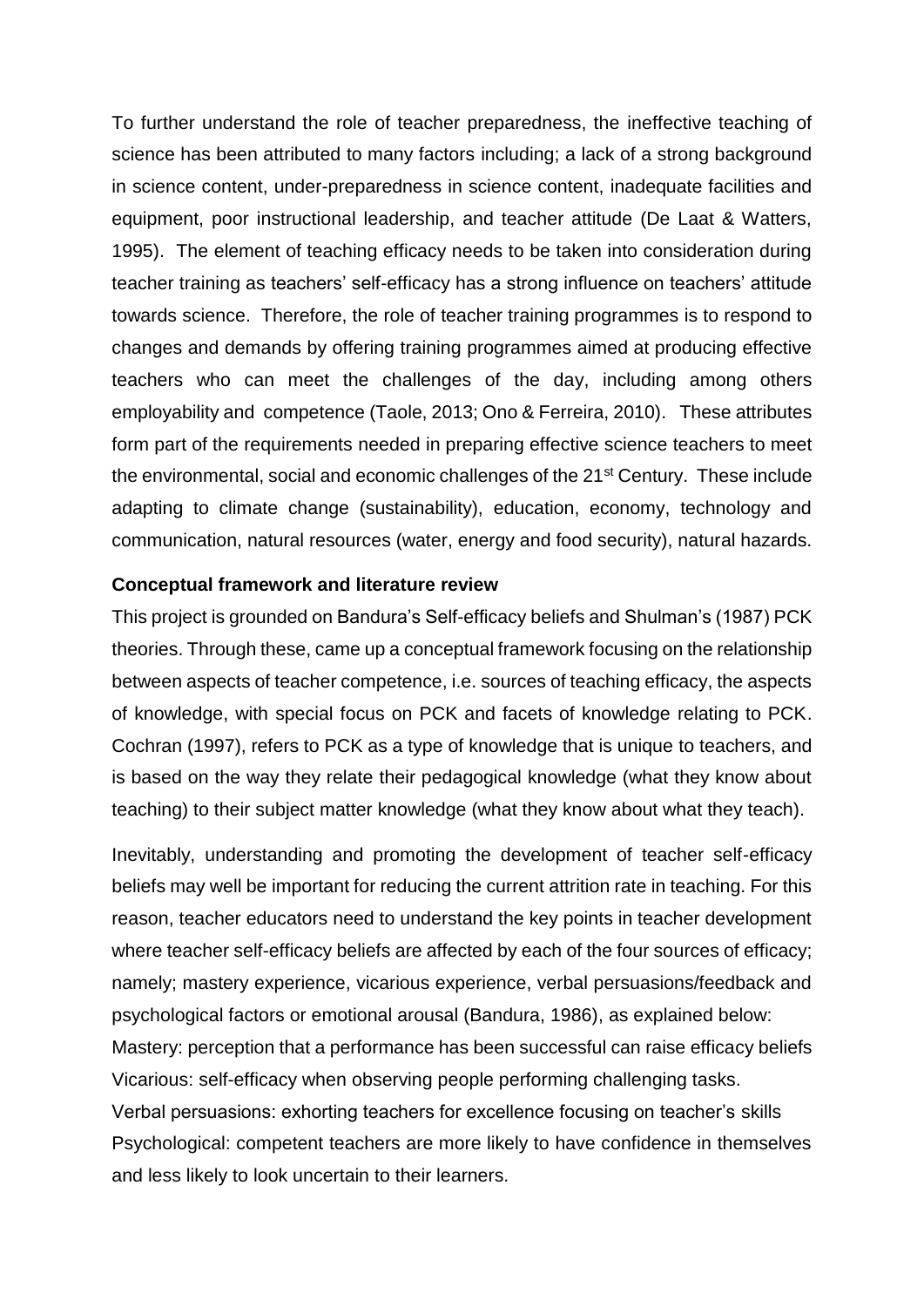To further understand the role of teacher preparedness, the ineffective teaching of science has been attributed to many factors including; a lack of a strong background in science content, under-preparedness in science content, inadequate facilities and equipment, poor instructional leadership, and teacher attitude (De Laat & Watters, 1995). The element of teaching efficacy needs to be taken into consideration during teacher training as teachers' self-efficacy has a strong influence on teachers' attitude towards science. Therefore, the role of teacher training programmes is to respond to changes and demands by offering training programmes aimed at producing effective teachers who can meet the challenges of the day, including among others employability and competence (Taole, 2013; Ono & Ferreira, 2010). These attributes form part of the requirements needed in preparing effective science teachers to meet the environmental, social and economic challenges of the 21st Century. These include adapting to climate change (sustainability), education, economy, technology and communication, natural resources (water, energy and food security), natural hazards.

**Conceptual framework and literature review**

This project is grounded on Bandura's Self-efficacy beliefs and Shulman's (1987) PCK theories. Through these, came up a conceptual framework focusing on the relationship between aspects of teacher competence, i.e. sources of teaching efficacy, the aspects of knowledge, with special focus on PCK and facets of knowledge relating to PCK. Cochran (1997), refers to PCK as a type of knowledge that is unique to teachers, and is based on the way they relate their pedagogical knowledge (what they know about teaching) to their subject matter knowledge (what they know about what they teach).

Inevitably, understanding and promoting the development of teacher self-efficacy beliefs may well be important for reducing the current attrition rate in teaching. For this reason, teacher educators need to understand the key points in teacher development where teacher self-efficacy beliefs are affected by each of the four sources of efficacy; namely; mastery experience, vicarious experience, verbal persuasions/feedback and psychological factors or emotional arousal (Bandura, 1986), as explained below:

Mastery: perception that a performance has been successful can raise efficacy beliefs

Vicarious: self-efficacy when observing people performing challenging tasks.

Verbal persuasions: exhorting teachers for excellence focusing on teacher's skills

Psychological: competent teachers are more likely to have confidence in themselves and less likely to look uncertain to their learners.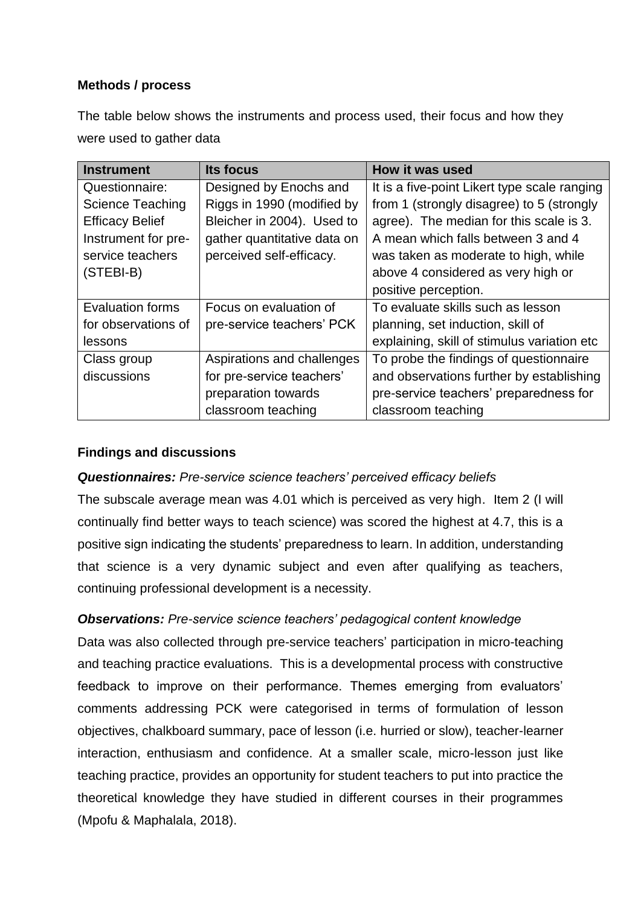**Methods / process**

The table below shows the instruments and process used, their focus and how they were used to gather data

| Instrument | Its focus | How it was used |
|---|---|---|
| Questionnaire: Science Teaching Efficacy Belief Instrument for pre-service teachers (STEBI-B) | Designed by Enochs and Riggs in 1990 (modified by Bleicher in 2004). Used to gather quantitative data on perceived self-efficacy. | It is a five-point Likert type scale ranging from 1 (strongly disagree) to 5 (strongly agree). The median for this scale is 3. A mean which falls between 3 and 4 was taken as moderate to high, while above 4 considered as very high or positive perception. |
| Evaluation forms for observations of lessons | Focus on evaluation of pre-service teachers' PCK | To evaluate skills such as lesson planning, set induction, skill of explaining, skill of stimulus variation etc |
| Class group discussions | Aspirations and challenges for pre-service teachers' preparation towards classroom teaching | To probe the findings of questionnaire and observations further by establishing pre-service teachers' preparedness for classroom teaching |

**Findings and discussions**

***Questionnaires:*** *Pre-service science teachers' perceived efficacy beliefs*

The subscale average mean was 4.01 which is perceived as very high. Item 2 (I will continually find better ways to teach science) was scored the highest at 4.7, this is a positive sign indicating the students' preparedness to learn. In addition, understanding that science is a very dynamic subject and even after qualifying as teachers, continuing professional development is a necessity.

***Observations:*** *Pre-service science teachers' pedagogical content knowledge*

Data was also collected through pre-service teachers' participation in micro-teaching and teaching practice evaluations. This is a developmental process with constructive feedback to improve on their performance. Themes emerging from evaluators' comments addressing PCK were categorised in terms of formulation of lesson objectives, chalkboard summary, pace of lesson (i.e. hurried or slow), teacher-learner interaction, enthusiasm and confidence. At a smaller scale, micro-lesson just like teaching practice, provides an opportunity for student teachers to put into practice the theoretical knowledge they have studied in different courses in their programmes (Mpofu & Maphalala, 2018).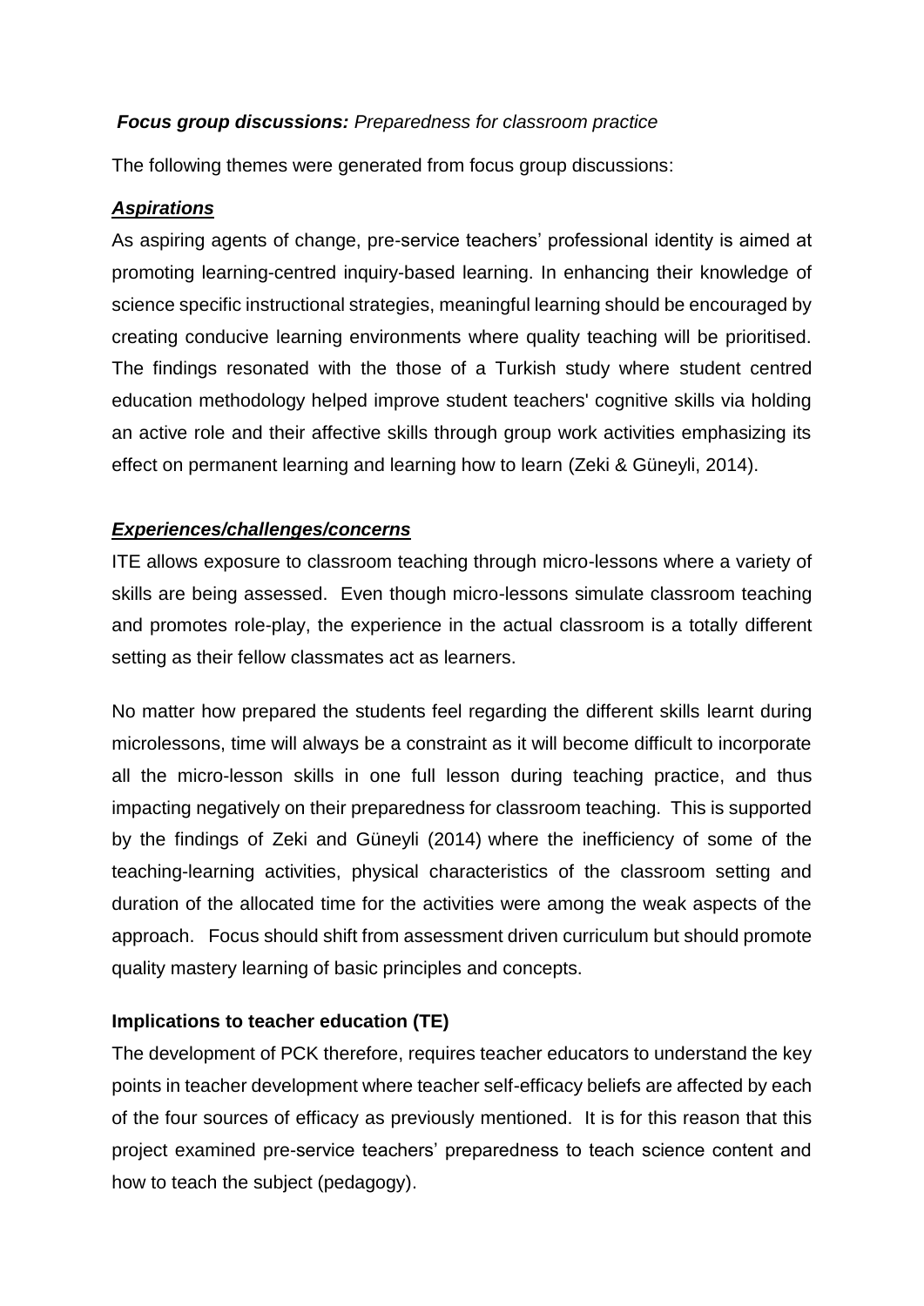***Focus group discussions:*** *Preparedness for classroom practice*

The following themes were generated from focus group discussions:

***Aspirations***

As aspiring agents of change, pre-service teachers' professional identity is aimed at promoting learning-centred inquiry-based learning. In enhancing their knowledge of science specific instructional strategies, meaningful learning should be encouraged by creating conducive learning environments where quality teaching will be prioritised. The findings resonated with the those of a Turkish study where student centred education methodology helped improve student teachers' cognitive skills via holding an active role and their affective skills through group work activities emphasizing its effect on permanent learning and learning how to learn (Zeki & Güneyli, 2014).

***Experiences/challenges/concerns***

ITE allows exposure to classroom teaching through micro-lessons where a variety of skills are being assessed. Even though micro-lessons simulate classroom teaching and promotes role-play, the experience in the actual classroom is a totally different setting as their fellow classmates act as learners.

No matter how prepared the students feel regarding the different skills learnt during microlessons, time will always be a constraint as it will become difficult to incorporate all the micro-lesson skills in one full lesson during teaching practice, and thus impacting negatively on their preparedness for classroom teaching. This is supported by the findings of Zeki and Güneyli (2014) where the inefficiency of some of the teaching-learning activities, physical characteristics of the classroom setting and duration of the allocated time for the activities were among the weak aspects of the approach. Focus should shift from assessment driven curriculum but should promote quality mastery learning of basic principles and concepts.

**Implications to teacher education (TE)**

The development of PCK therefore, requires teacher educators to understand the key points in teacher development where teacher self-efficacy beliefs are affected by each of the four sources of efficacy as previously mentioned. It is for this reason that this project examined pre-service teachers' preparedness to teach science content and how to teach the subject (pedagogy).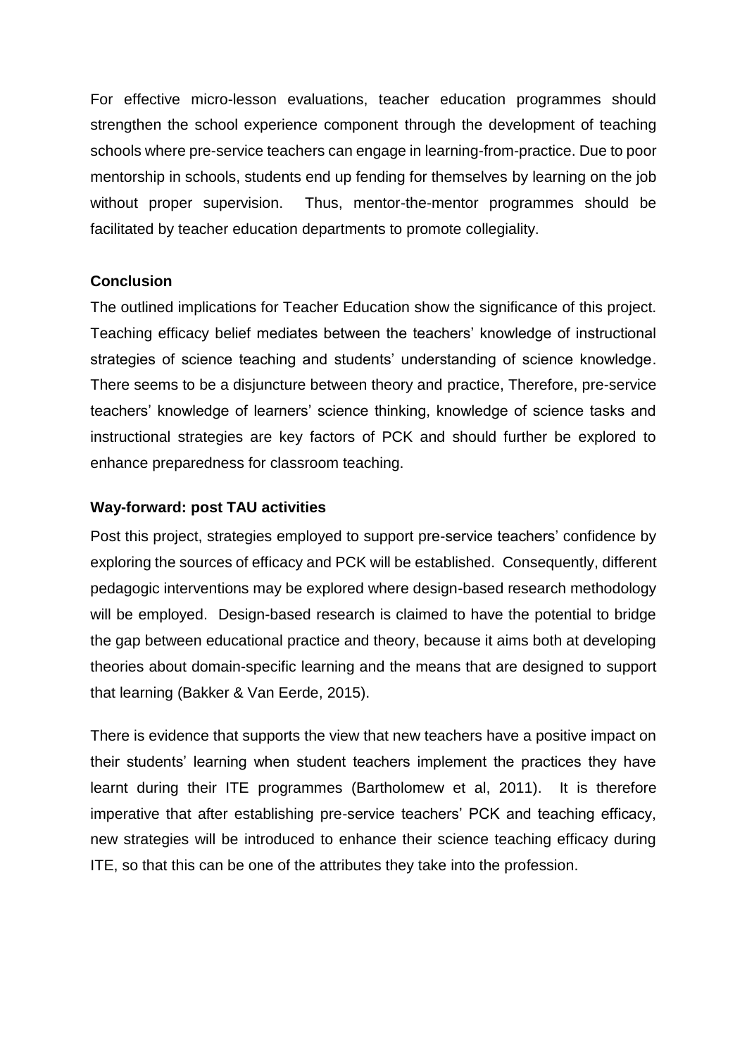For effective micro-lesson evaluations, teacher education programmes should strengthen the school experience component through the development of teaching schools where pre-service teachers can engage in learning-from-practice. Due to poor mentorship in schools, students end up fending for themselves by learning on the job without proper supervision. Thus, mentor-the-mentor programmes should be facilitated by teacher education departments to promote collegiality.

**Conclusion**

The outlined implications for Teacher Education show the significance of this project. Teaching efficacy belief mediates between the teachers' knowledge of instructional strategies of science teaching and students' understanding of science knowledge. There seems to be a disjuncture between theory and practice, Therefore, pre-service teachers' knowledge of learners' science thinking, knowledge of science tasks and instructional strategies are key factors of PCK and should further be explored to enhance preparedness for classroom teaching.

**Way-forward: post TAU activities**

Post this project, strategies employed to support pre-service teachers' confidence by exploring the sources of efficacy and PCK will be established. Consequently, different pedagogic interventions may be explored where design-based research methodology will be employed. Design-based research is claimed to have the potential to bridge the gap between educational practice and theory, because it aims both at developing theories about domain-specific learning and the means that are designed to support that learning (Bakker & Van Eerde, 2015).

There is evidence that supports the view that new teachers have a positive impact on their students' learning when student teachers implement the practices they have learnt during their ITE programmes (Bartholomew et al, 2011). It is therefore imperative that after establishing pre-service teachers' PCK and teaching efficacy, new strategies will be introduced to enhance their science teaching efficacy during ITE, so that this can be one of the attributes they take into the profession.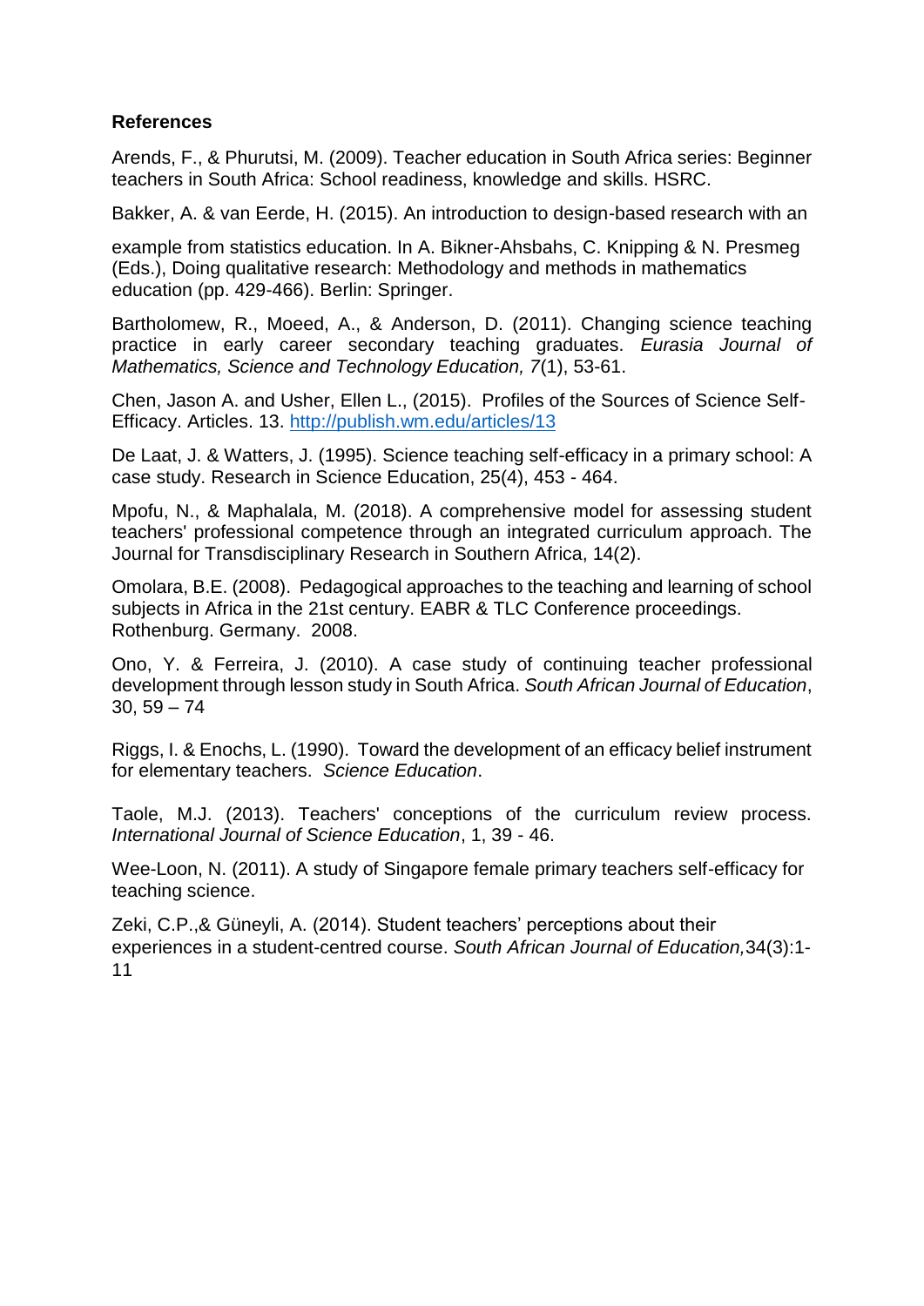**References**

Arends, F., & Phurutsi, M. (2009). Teacher education in South Africa series: Beginner teachers in South Africa: School readiness, knowledge and skills. HSRC.

Bakker, A. & van Eerde, H. (2015). An introduction to design-based research with an example from statistics education. In A. Bikner-Ahsbahs, C. Knipping & N. Presmeg (Eds.), Doing qualitative research: Methodology and methods in mathematics education (pp. 429-466). Berlin: Springer.

Bartholomew, R., Moeed, A., & Anderson, D. (2011). Changing science teaching practice in early career secondary teaching graduates. *Eurasia Journal of Mathematics, Science and Technology Education, 7*(1), 53-61.

Chen, Jason A. and Usher, Ellen L., (2015). Profiles of the Sources of Science Self-Efficacy. Articles. 13. http://publish.wm.edu/articles/13

De Laat, J. & Watters, J. (1995). Science teaching self-efficacy in a primary school: A case study. Research in Science Education, 25(4), 453 - 464.

Mpofu, N., & Maphalala, M. (2018). A comprehensive model for assessing student teachers' professional competence through an integrated curriculum approach. The Journal for Transdisciplinary Research in Southern Africa, 14(2).

Omolara, B.E. (2008). Pedagogical approaches to the teaching and learning of school subjects in Africa in the 21st century. EABR & TLC Conference proceedings. Rothenburg. Germany. 2008.

Ono, Y. & Ferreira, J. (2010). A case study of continuing teacher professional development through lesson study in South Africa. *South African Journal of Education*, 30, 59 – 74

Riggs, I. & Enochs, L. (1990). Toward the development of an efficacy belief instrument for elementary teachers. *Science Education*.

Taole, M.J. (2013). Teachers' conceptions of the curriculum review process. *International Journal of Science Education*, 1, 39 - 46.

Wee-Loon, N. (2011). A study of Singapore female primary teachers self-efficacy for teaching science.

Zeki, C.P.,& Güneyli, A. (2014). Student teachers' perceptions about their experiences in a student-centred course. *South African Journal of Education,*34(3):1-11